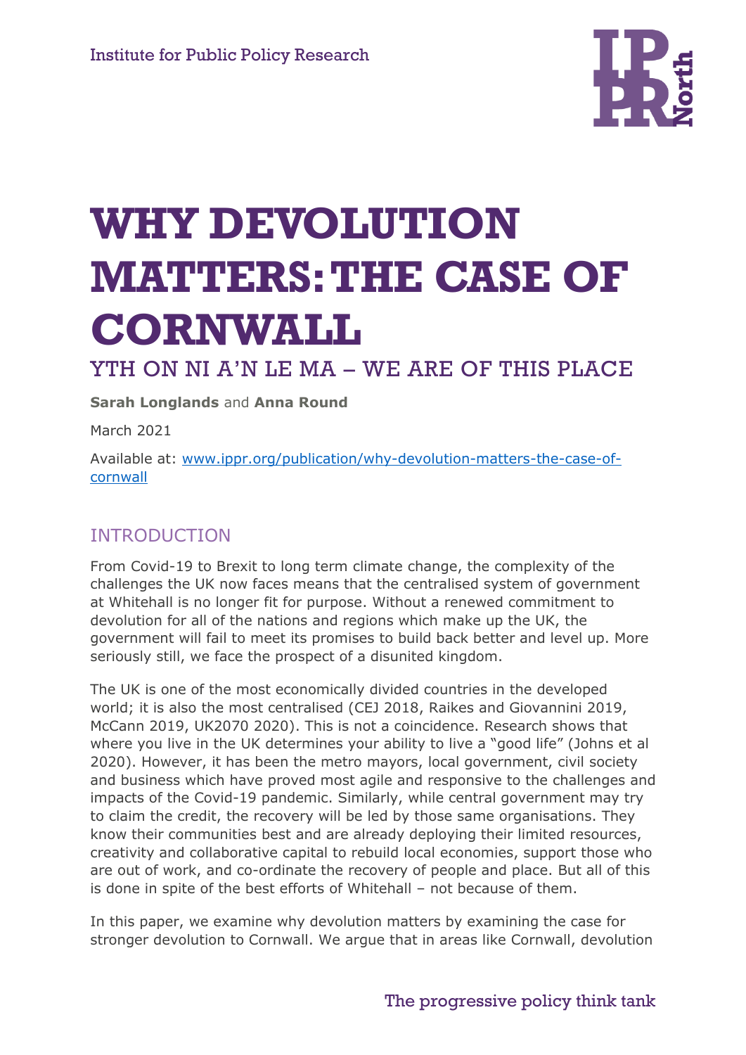Institute for Public Policy Research

# WHY DEVOLUTION MATTERS: THE CASE OF CORNWALL

## YTH ON NI A'N LE MA – WE ARE OF THIS PLACE

**Sarah Longlands** and **Anna Round**

March 2021

Available at: www.ippr.org/publication/why-devolution-matters-the-case-of-cornwall

## INTRODUCTION

From Covid-19 to Brexit to long term climate change, the complexity of the challenges the UK now faces means that the centralised system of government at Whitehall is no longer fit for purpose. Without a renewed commitment to devolution for all of the nations and regions which make up the UK, the government will fail to meet its promises to build back better and level up. More seriously still, we face the prospect of a disunited kingdom.

The UK is one of the most economically divided countries in the developed world; it is also the most centralised (CEJ 2018, Raikes and Giovannini 2019, McCann 2019, UK2070 2020). This is not a coincidence. Research shows that where you live in the UK determines your ability to live a "good life" (Johns et al 2020). However, it has been the metro mayors, local government, civil society and business which have proved most agile and responsive to the challenges and impacts of the Covid-19 pandemic. Similarly, while central government may try to claim the credit, the recovery will be led by those same organisations. They know their communities best and are already deploying their limited resources, creativity and collaborative capital to rebuild local economies, support those who are out of work, and co-ordinate the recovery of people and place. But all of this is done in spite of the best efforts of Whitehall – not because of them.

In this paper, we examine why devolution matters by examining the case for stronger devolution to Cornwall. We argue that in areas like Cornwall, devolution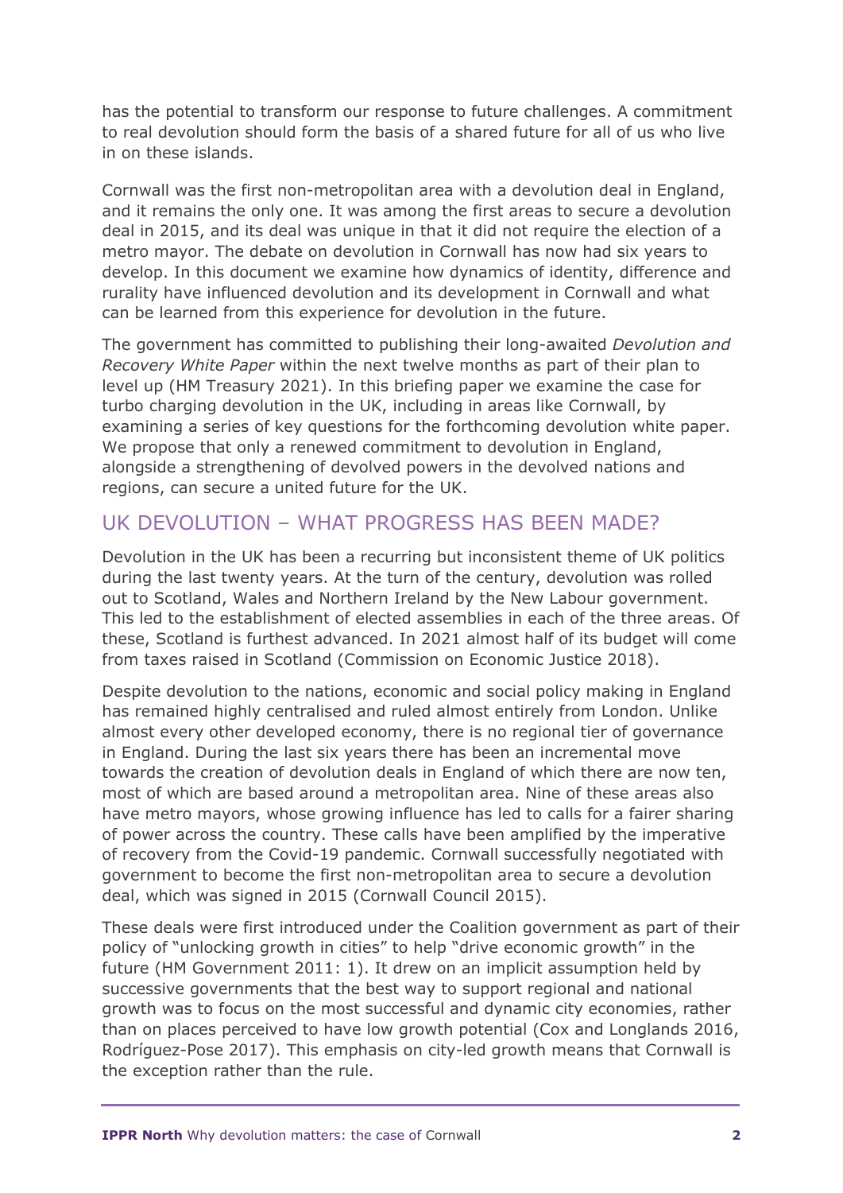has the potential to transform our response to future challenges. A commitment to real devolution should form the basis of a shared future for all of us who live in on these islands.

Cornwall was the first non-metropolitan area with a devolution deal in England, and it remains the only one. It was among the first areas to secure a devolution deal in 2015, and its deal was unique in that it did not require the election of a metro mayor. The debate on devolution in Cornwall has now had six years to develop. In this document we examine how dynamics of identity, difference and rurality have influenced devolution and its development in Cornwall and what can be learned from this experience for devolution in the future.

The government has committed to publishing their long-awaited *Devolution and Recovery White Paper* within the next twelve months as part of their plan to level up (HM Treasury 2021). In this briefing paper we examine the case for turbo charging devolution in the UK, including in areas like Cornwall, by examining a series of key questions for the forthcoming devolution white paper. We propose that only a renewed commitment to devolution in England, alongside a strengthening of devolved powers in the devolved nations and regions, can secure a united future for the UK.

## UK DEVOLUTION – WHAT PROGRESS HAS BEEN MADE?

Devolution in the UK has been a recurring but inconsistent theme of UK politics during the last twenty years. At the turn of the century, devolution was rolled out to Scotland, Wales and Northern Ireland by the New Labour government. This led to the establishment of elected assemblies in each of the three areas. Of these, Scotland is furthest advanced. In 2021 almost half of its budget will come from taxes raised in Scotland (Commission on Economic Justice 2018).

Despite devolution to the nations, economic and social policy making in England has remained highly centralised and ruled almost entirely from London. Unlike almost every other developed economy, there is no regional tier of governance in England. During the last six years there has been an incremental move towards the creation of devolution deals in England of which there are now ten, most of which are based around a metropolitan area. Nine of these areas also have metro mayors, whose growing influence has led to calls for a fairer sharing of power across the country. These calls have been amplified by the imperative of recovery from the Covid-19 pandemic. Cornwall successfully negotiated with government to become the first non-metropolitan area to secure a devolution deal, which was signed in 2015 (Cornwall Council 2015).

These deals were first introduced under the Coalition government as part of their policy of "unlocking growth in cities" to help "drive economic growth" in the future (HM Government 2011: 1). It drew on an implicit assumption held by successive governments that the best way to support regional and national growth was to focus on the most successful and dynamic city economies, rather than on places perceived to have low growth potential (Cox and Longlands 2016, Rodríguez-Pose 2017). This emphasis on city-led growth means that Cornwall is the exception rather than the rule.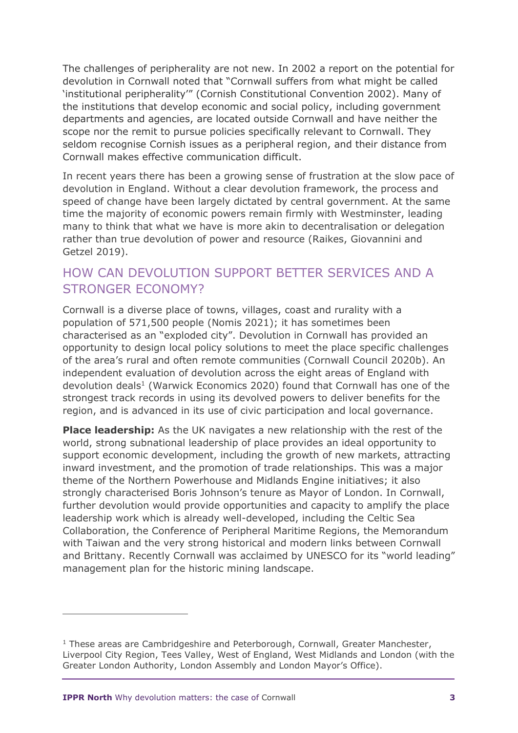The challenges of peripherality are not new. In 2002 a report on the potential for devolution in Cornwall noted that "Cornwall suffers from what might be called 'institutional peripherality'" (Cornish Constitutional Convention 2002). Many of the institutions that develop economic and social policy, including government departments and agencies, are located outside Cornwall and have neither the scope nor the remit to pursue policies specifically relevant to Cornwall. They seldom recognise Cornish issues as a peripheral region, and their distance from Cornwall makes effective communication difficult.

In recent years there has been a growing sense of frustration at the slow pace of devolution in England. Without a clear devolution framework, the process and speed of change have been largely dictated by central government. At the same time the majority of economic powers remain firmly with Westminster, leading many to think that what we have is more akin to decentralisation or delegation rather than true devolution of power and resource (Raikes, Giovannini and Getzel 2019).

## HOW CAN DEVOLUTION SUPPORT BETTER SERVICES AND A STRONGER ECONOMY?

Cornwall is a diverse place of towns, villages, coast and rurality with a population of 571,500 people (Nomis 2021); it has sometimes been characterised as an "exploded city". Devolution in Cornwall has provided an opportunity to design local policy solutions to meet the place specific challenges of the area's rural and often remote communities (Cornwall Council 2020b). An independent evaluation of devolution across the eight areas of England with devolution deals[1] (Warwick Economics 2020) found that Cornwall has one of the strongest track records in using its devolved powers to deliver benefits for the region, and is advanced in its use of civic participation and local governance.

**Place leadership:** As the UK navigates a new relationship with the rest of the world, strong subnational leadership of place provides an ideal opportunity to support economic development, including the growth of new markets, attracting inward investment, and the promotion of trade relationships. This was a major theme of the Northern Powerhouse and Midlands Engine initiatives; it also strongly characterised Boris Johnson's tenure as Mayor of London. In Cornwall, further devolution would provide opportunities and capacity to amplify the place leadership work which is already well-developed, including the Celtic Sea Collaboration, the Conference of Peripheral Maritime Regions, the Memorandum with Taiwan and the very strong historical and modern links between Cornwall and Brittany. Recently Cornwall was acclaimed by UNESCO for its "world leading" management plan for the historic mining landscape.

[1] These areas are Cambridgeshire and Peterborough, Cornwall, Greater Manchester, Liverpool City Region, Tees Valley, West of England, West Midlands and London (with the Greater London Authority, London Assembly and London Mayor's Office).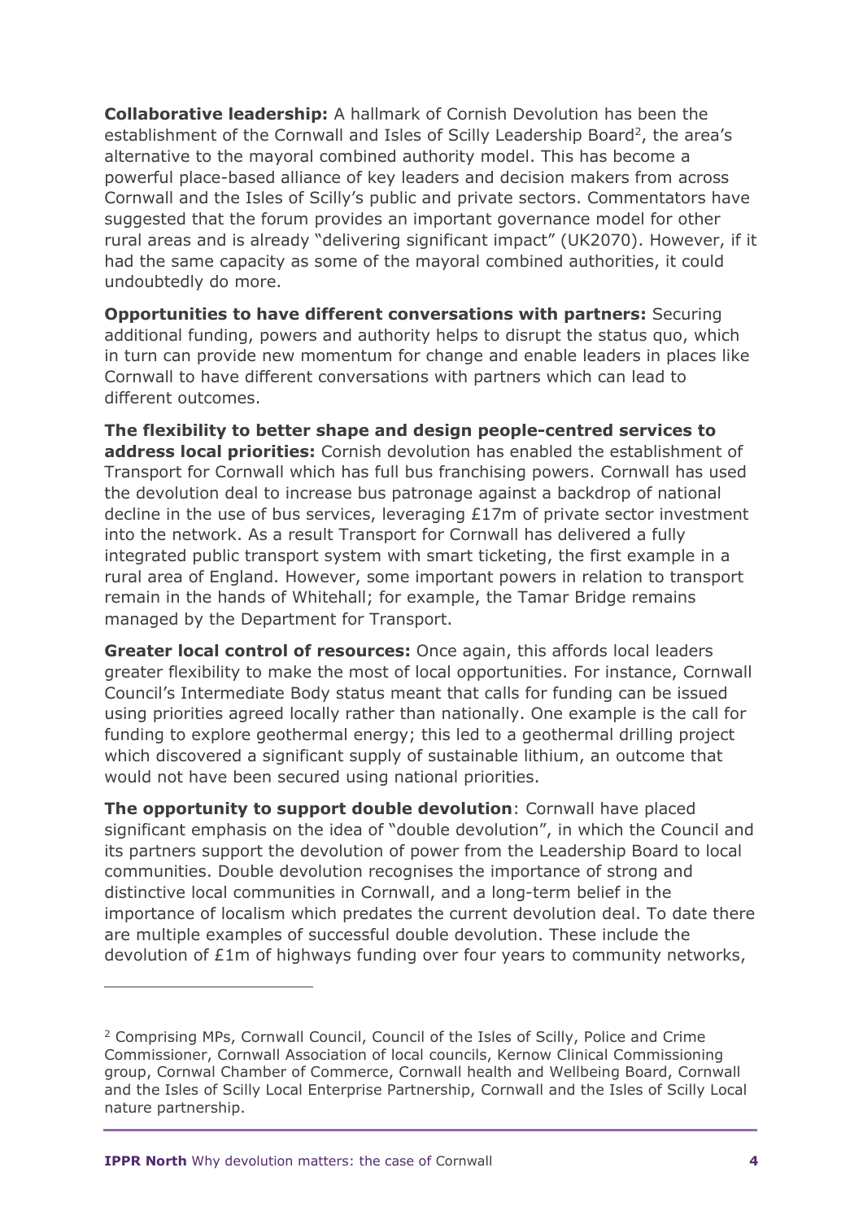**Collaborative leadership:** A hallmark of Cornish Devolution has been the establishment of the Cornwall and Isles of Scilly Leadership Board[2], the area's alternative to the mayoral combined authority model. This has become a powerful place-based alliance of key leaders and decision makers from across Cornwall and the Isles of Scilly's public and private sectors. Commentators have suggested that the forum provides an important governance model for other rural areas and is already "delivering significant impact" (UK2070). However, if it had the same capacity as some of the mayoral combined authorities, it could undoubtedly do more.

**Opportunities to have different conversations with partners:** Securing additional funding, powers and authority helps to disrupt the status quo, which in turn can provide new momentum for change and enable leaders in places like Cornwall to have different conversations with partners which can lead to different outcomes.

**The flexibility to better shape and design people-centred services to address local priorities:** Cornish devolution has enabled the establishment of Transport for Cornwall which has full bus franchising powers. Cornwall has used the devolution deal to increase bus patronage against a backdrop of national decline in the use of bus services, leveraging £17m of private sector investment into the network. As a result Transport for Cornwall has delivered a fully integrated public transport system with smart ticketing, the first example in a rural area of England. However, some important powers in relation to transport remain in the hands of Whitehall; for example, the Tamar Bridge remains managed by the Department for Transport.

**Greater local control of resources:** Once again, this affords local leaders greater flexibility to make the most of local opportunities. For instance, Cornwall Council's Intermediate Body status meant that calls for funding can be issued using priorities agreed locally rather than nationally. One example is the call for funding to explore geothermal energy; this led to a geothermal drilling project which discovered a significant supply of sustainable lithium, an outcome that would not have been secured using national priorities.

**The opportunity to support double devolution**: Cornwall have placed significant emphasis on the idea of "double devolution", in which the Council and its partners support the devolution of power from the Leadership Board to local communities. Double devolution recognises the importance of strong and distinctive local communities in Cornwall, and a long-term belief in the importance of localism which predates the current devolution deal. To date there are multiple examples of successful double devolution. These include the devolution of £1m of highways funding over four years to community networks,

---

[2] Comprising MPs, Cornwall Council, Council of the Isles of Scilly, Police and Crime Commissioner, Cornwall Association of local councils, Kernow Clinical Commissioning group, Cornwal Chamber of Commerce, Cornwall health and Wellbeing Board, Cornwall and the Isles of Scilly Local Enterprise Partnership, Cornwall and the Isles of Scilly Local nature partnership.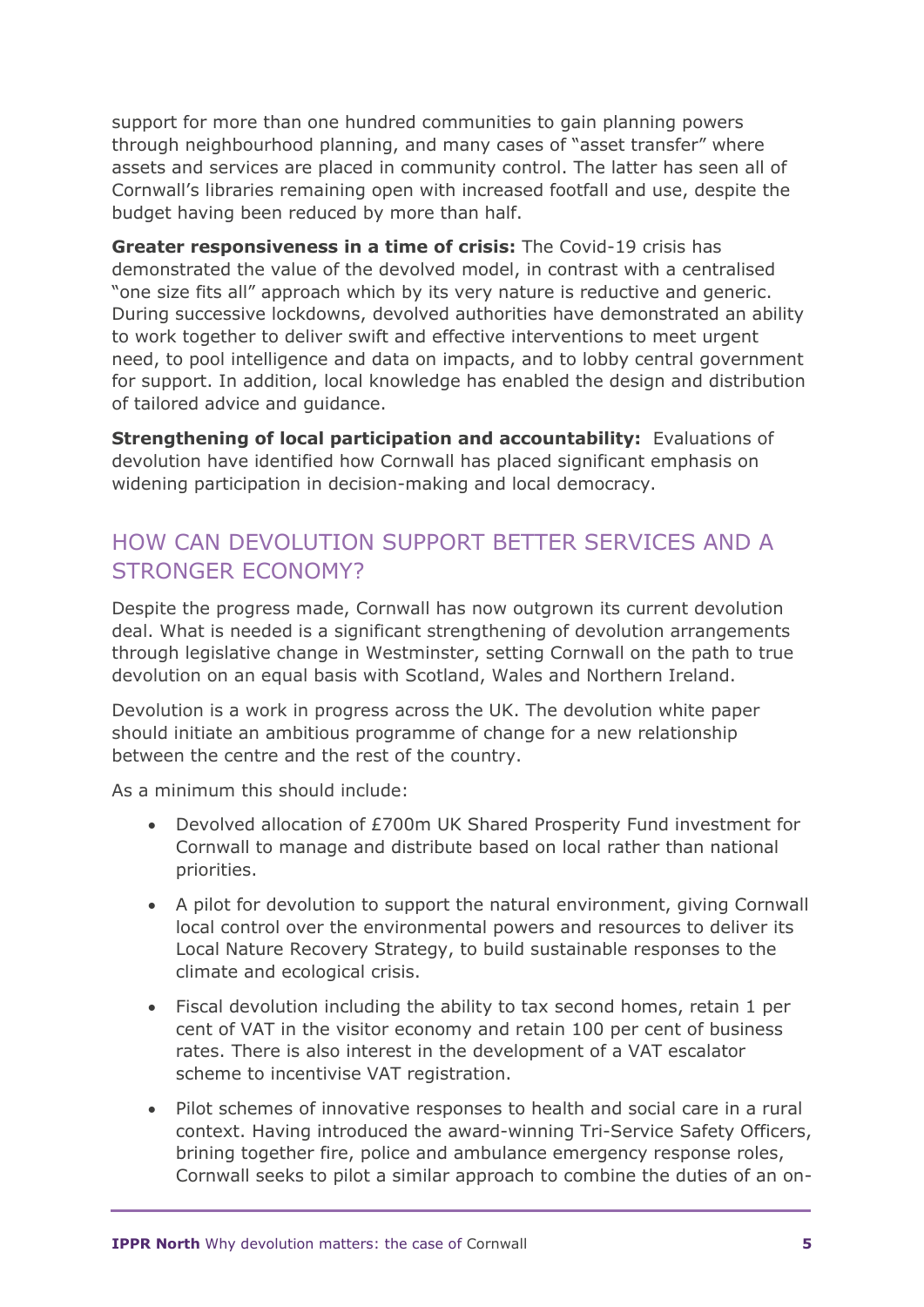support for more than one hundred communities to gain planning powers through neighbourhood planning, and many cases of "asset transfer" where assets and services are placed in community control. The latter has seen all of Cornwall's libraries remaining open with increased footfall and use, despite the budget having been reduced by more than half.

**Greater responsiveness in a time of crisis:** The Covid-19 crisis has demonstrated the value of the devolved model, in contrast with a centralised "one size fits all" approach which by its very nature is reductive and generic. During successive lockdowns, devolved authorities have demonstrated an ability to work together to deliver swift and effective interventions to meet urgent need, to pool intelligence and data on impacts, and to lobby central government for support. In addition, local knowledge has enabled the design and distribution of tailored advice and guidance.

**Strengthening of local participation and accountability:** Evaluations of devolution have identified how Cornwall has placed significant emphasis on widening participation in decision-making and local democracy.

## HOW CAN DEVOLUTION SUPPORT BETTER SERVICES AND A STRONGER ECONOMY?

Despite the progress made, Cornwall has now outgrown its current devolution deal. What is needed is a significant strengthening of devolution arrangements through legislative change in Westminster, setting Cornwall on the path to true devolution on an equal basis with Scotland, Wales and Northern Ireland.

Devolution is a work in progress across the UK. The devolution white paper should initiate an ambitious programme of change for a new relationship between the centre and the rest of the country.

As a minimum this should include:

- Devolved allocation of £700m UK Shared Prosperity Fund investment for Cornwall to manage and distribute based on local rather than national priorities.
- A pilot for devolution to support the natural environment, giving Cornwall local control over the environmental powers and resources to deliver its Local Nature Recovery Strategy, to build sustainable responses to the climate and ecological crisis.
- Fiscal devolution including the ability to tax second homes, retain 1 per cent of VAT in the visitor economy and retain 100 per cent of business rates. There is also interest in the development of a VAT escalator scheme to incentivise VAT registration.
- Pilot schemes of innovative responses to health and social care in a rural context. Having introduced the award-winning Tri-Service Safety Officers, brining together fire, police and ambulance emergency response roles, Cornwall seeks to pilot a similar approach to combine the duties of an on-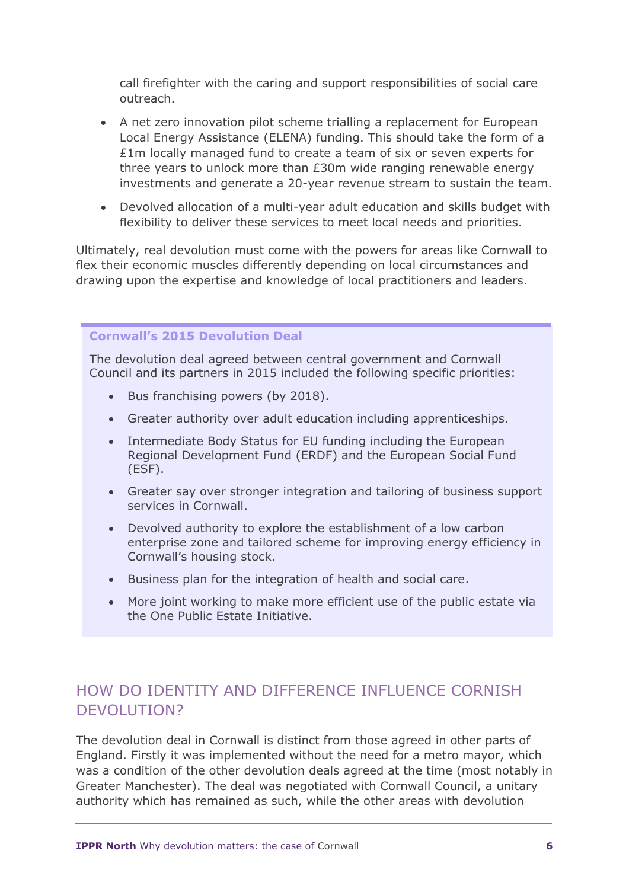call firefighter with the caring and support responsibilities of social care outreach.

- A net zero innovation pilot scheme trialling a replacement for European Local Energy Assistance (ELENA) funding. This should take the form of a £1m locally managed fund to create a team of six or seven experts for three years to unlock more than £30m wide ranging renewable energy investments and generate a 20-year revenue stream to sustain the team.
- Devolved allocation of a multi-year adult education and skills budget with flexibility to deliver these services to meet local needs and priorities.

Ultimately, real devolution must come with the powers for areas like Cornwall to flex their economic muscles differently depending on local circumstances and drawing upon the expertise and knowledge of local practitioners and leaders.

**Cornwall's 2015 Devolution Deal**

The devolution deal agreed between central government and Cornwall Council and its partners in 2015 included the following specific priorities:

- Bus franchising powers (by 2018).
- Greater authority over adult education including apprenticeships.
- Intermediate Body Status for EU funding including the European Regional Development Fund (ERDF) and the European Social Fund (ESF).
- Greater say over stronger integration and tailoring of business support services in Cornwall.
- Devolved authority to explore the establishment of a low carbon enterprise zone and tailored scheme for improving energy efficiency in Cornwall's housing stock.
- Business plan for the integration of health and social care.
- More joint working to make more efficient use of the public estate via the One Public Estate Initiative.

## HOW DO IDENTITY AND DIFFERENCE INFLUENCE CORNISH DEVOLUTION?

The devolution deal in Cornwall is distinct from those agreed in other parts of England. Firstly it was implemented without the need for a metro mayor, which was a condition of the other devolution deals agreed at the time (most notably in Greater Manchester). The deal was negotiated with Cornwall Council, a unitary authority which has remained as such, while the other areas with devolution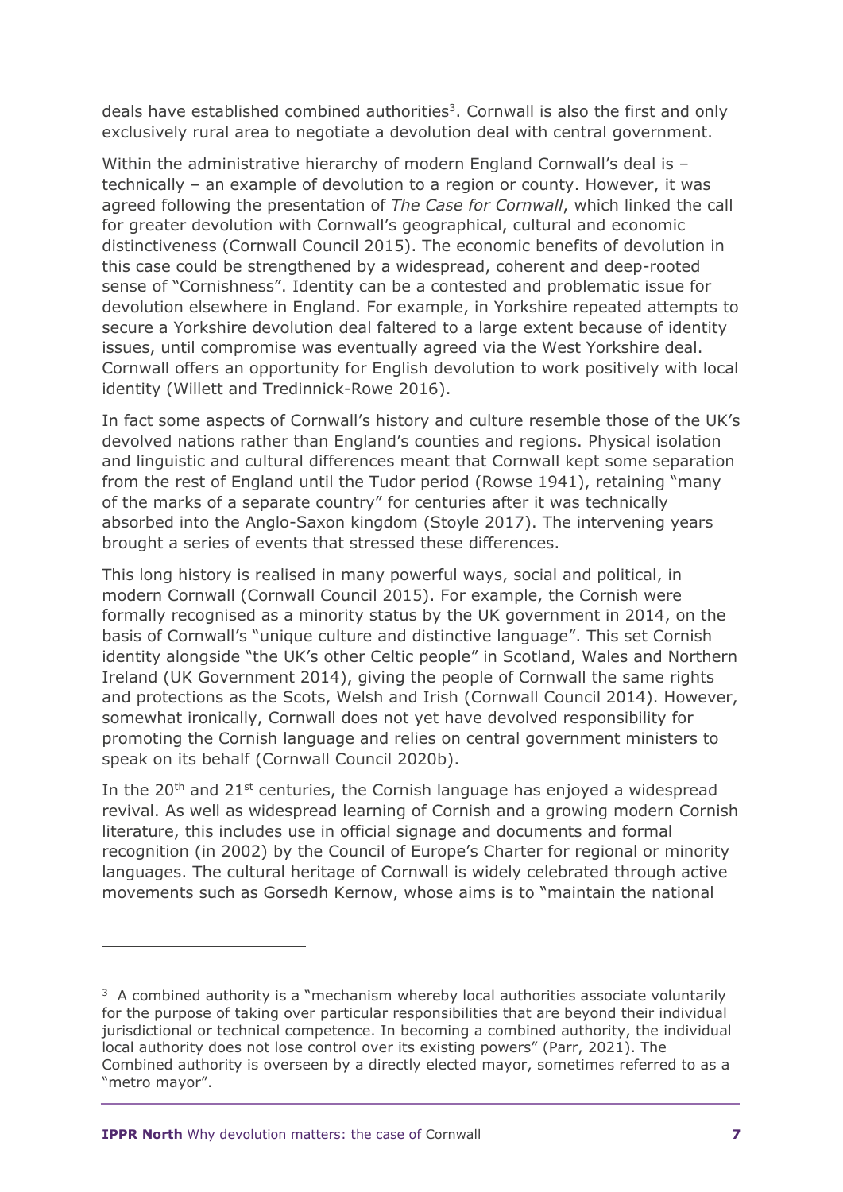deals have established combined authorities[3]. Cornwall is also the first and only exclusively rural area to negotiate a devolution deal with central government.

Within the administrative hierarchy of modern England Cornwall's deal is – technically – an example of devolution to a region or county. However, it was agreed following the presentation of *The Case for Cornwall*, which linked the call for greater devolution with Cornwall's geographical, cultural and economic distinctiveness (Cornwall Council 2015). The economic benefits of devolution in this case could be strengthened by a widespread, coherent and deep-rooted sense of "Cornishness". Identity can be a contested and problematic issue for devolution elsewhere in England. For example, in Yorkshire repeated attempts to secure a Yorkshire devolution deal faltered to a large extent because of identity issues, until compromise was eventually agreed via the West Yorkshire deal. Cornwall offers an opportunity for English devolution to work positively with local identity (Willett and Tredinnick-Rowe 2016).

In fact some aspects of Cornwall's history and culture resemble those of the UK's devolved nations rather than England's counties and regions. Physical isolation and linguistic and cultural differences meant that Cornwall kept some separation from the rest of England until the Tudor period (Rowse 1941), retaining "many of the marks of a separate country" for centuries after it was technically absorbed into the Anglo-Saxon kingdom (Stoyle 2017). The intervening years brought a series of events that stressed these differences.

This long history is realised in many powerful ways, social and political, in modern Cornwall (Cornwall Council 2015). For example, the Cornish were formally recognised as a minority status by the UK government in 2014, on the basis of Cornwall's "unique culture and distinctive language". This set Cornish identity alongside "the UK's other Celtic people" in Scotland, Wales and Northern Ireland (UK Government 2014), giving the people of Cornwall the same rights and protections as the Scots, Welsh and Irish (Cornwall Council 2014). However, somewhat ironically, Cornwall does not yet have devolved responsibility for promoting the Cornish language and relies on central government ministers to speak on its behalf (Cornwall Council 2020b).

In the 20th and 21st centuries, the Cornish language has enjoyed a widespread revival. As well as widespread learning of Cornish and a growing modern Cornish literature, this includes use in official signage and documents and formal recognition (in 2002) by the Council of Europe's Charter for regional or minority languages. The cultural heritage of Cornwall is widely celebrated through active movements such as Gorsedh Kernow, whose aims is to "maintain the national

---

[3] A combined authority is a "mechanism whereby local authorities associate voluntarily for the purpose of taking over particular responsibilities that are beyond their individual jurisdictional or technical competence. In becoming a combined authority, the individual local authority does not lose control over its existing powers" (Parr, 2021). The Combined authority is overseen by a directly elected mayor, sometimes referred to as a "metro mayor".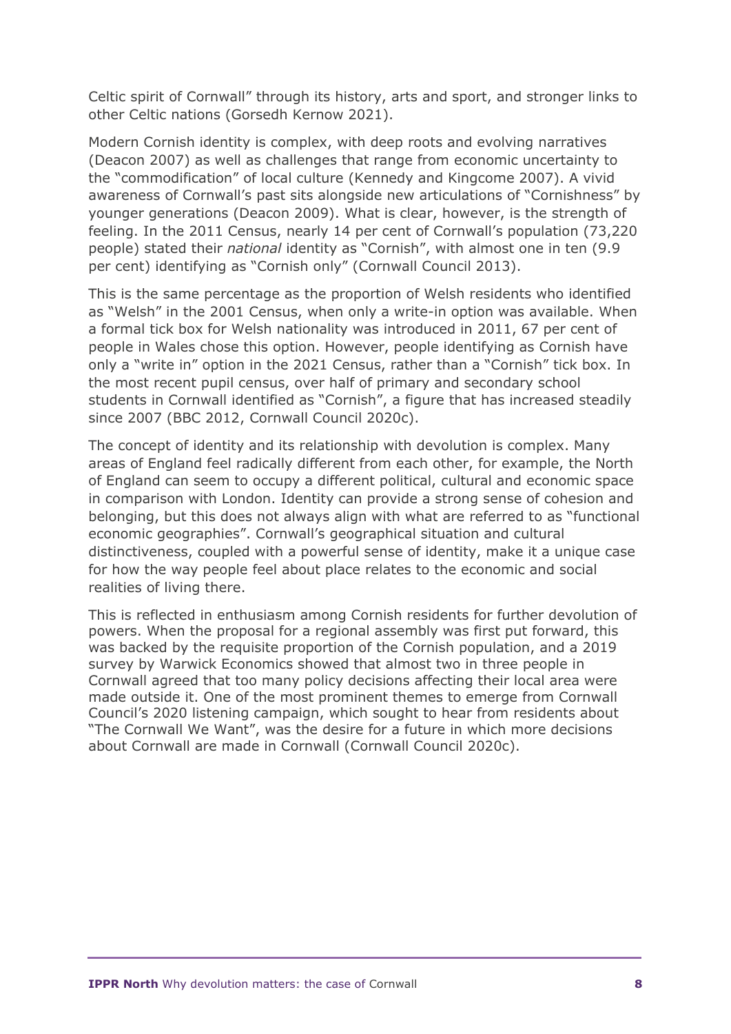Celtic spirit of Cornwall" through its history, arts and sport, and stronger links to other Celtic nations (Gorsedh Kernow 2021).

Modern Cornish identity is complex, with deep roots and evolving narratives (Deacon 2007) as well as challenges that range from economic uncertainty to the "commodification" of local culture (Kennedy and Kingcome 2007). A vivid awareness of Cornwall's past sits alongside new articulations of "Cornishness" by younger generations (Deacon 2009). What is clear, however, is the strength of feeling. In the 2011 Census, nearly 14 per cent of Cornwall's population (73,220 people) stated their *national* identity as "Cornish", with almost one in ten (9.9 per cent) identifying as "Cornish only" (Cornwall Council 2013).

This is the same percentage as the proportion of Welsh residents who identified as "Welsh" in the 2001 Census, when only a write-in option was available. When a formal tick box for Welsh nationality was introduced in 2011, 67 per cent of people in Wales chose this option. However, people identifying as Cornish have only a "write in" option in the 2021 Census, rather than a "Cornish" tick box. In the most recent pupil census, over half of primary and secondary school students in Cornwall identified as "Cornish", a figure that has increased steadily since 2007 (BBC 2012, Cornwall Council 2020c).

The concept of identity and its relationship with devolution is complex. Many areas of England feel radically different from each other, for example, the North of England can seem to occupy a different political, cultural and economic space in comparison with London. Identity can provide a strong sense of cohesion and belonging, but this does not always align with what are referred to as "functional economic geographies". Cornwall's geographical situation and cultural distinctiveness, coupled with a powerful sense of identity, make it a unique case for how the way people feel about place relates to the economic and social realities of living there.

This is reflected in enthusiasm among Cornish residents for further devolution of powers. When the proposal for a regional assembly was first put forward, this was backed by the requisite proportion of the Cornish population, and a 2019 survey by Warwick Economics showed that almost two in three people in Cornwall agreed that too many policy decisions affecting their local area were made outside it. One of the most prominent themes to emerge from Cornwall Council's 2020 listening campaign, which sought to hear from residents about "The Cornwall We Want", was the desire for a future in which more decisions about Cornwall are made in Cornwall (Cornwall Council 2020c).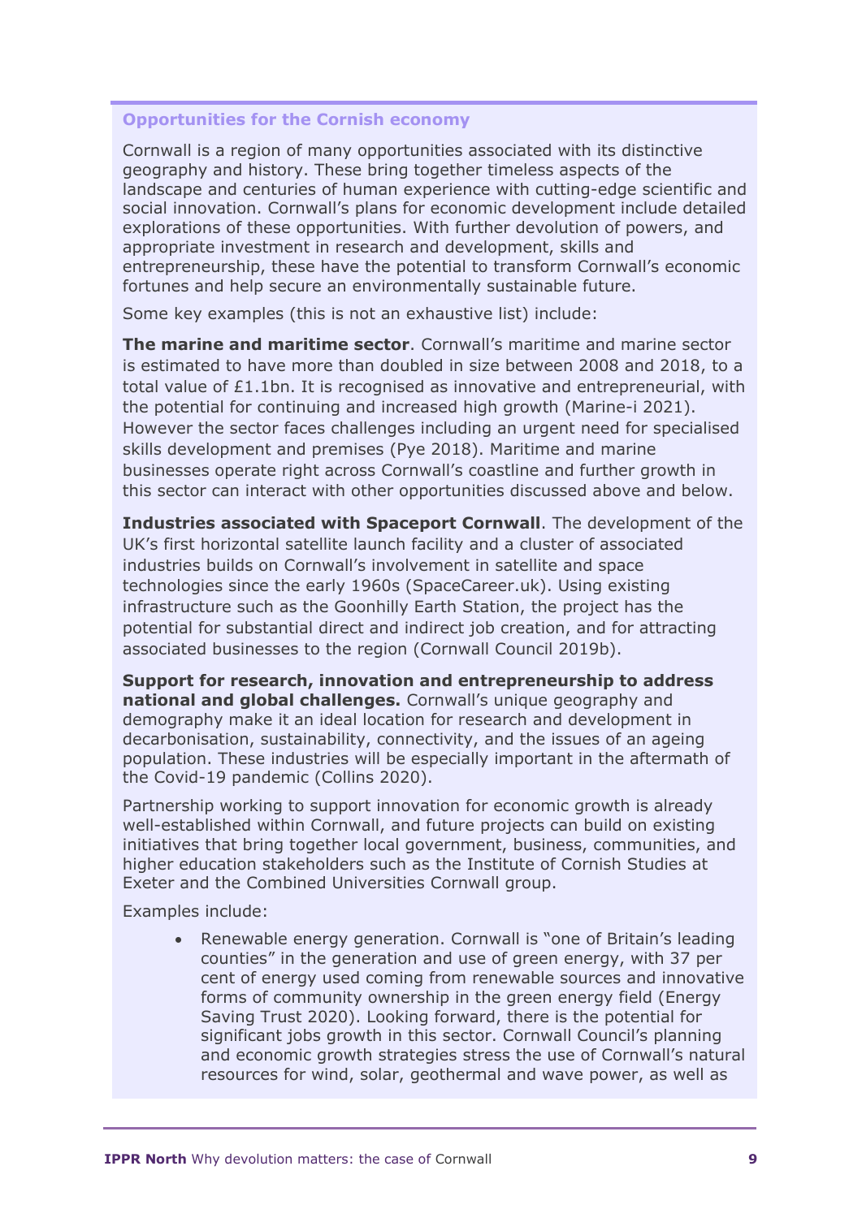### Opportunities for the Cornish economy

Cornwall is a region of many opportunities associated with its distinctive geography and history. These bring together timeless aspects of the landscape and centuries of human experience with cutting-edge scientific and social innovation. Cornwall's plans for economic development include detailed explorations of these opportunities. With further devolution of powers, and appropriate investment in research and development, skills and entrepreneurship, these have the potential to transform Cornwall's economic fortunes and help secure an environmentally sustainable future.

Some key examples (this is not an exhaustive list) include:

**The marine and maritime sector**. Cornwall's maritime and marine sector is estimated to have more than doubled in size between 2008 and 2018, to a total value of £1.1bn. It is recognised as innovative and entrepreneurial, with the potential for continuing and increased high growth (Marine-i 2021). However the sector faces challenges including an urgent need for specialised skills development and premises (Pye 2018). Maritime and marine businesses operate right across Cornwall's coastline and further growth in this sector can interact with other opportunities discussed above and below.

**Industries associated with Spaceport Cornwall**. The development of the UK's first horizontal satellite launch facility and a cluster of associated industries builds on Cornwall's involvement in satellite and space technologies since the early 1960s (SpaceCareer.uk). Using existing infrastructure such as the Goonhilly Earth Station, the project has the potential for substantial direct and indirect job creation, and for attracting associated businesses to the region (Cornwall Council 2019b).

**Support for research, innovation and entrepreneurship to address national and global challenges.** Cornwall's unique geography and demography make it an ideal location for research and development in decarbonisation, sustainability, connectivity, and the issues of an ageing population. These industries will be especially important in the aftermath of the Covid-19 pandemic (Collins 2020).

Partnership working to support innovation for economic growth is already well-established within Cornwall, and future projects can build on existing initiatives that bring together local government, business, communities, and higher education stakeholders such as the Institute of Cornish Studies at Exeter and the Combined Universities Cornwall group.

Examples include:

- Renewable energy generation. Cornwall is "one of Britain's leading counties" in the generation and use of green energy, with 37 per cent of energy used coming from renewable sources and innovative forms of community ownership in the green energy field (Energy Saving Trust 2020). Looking forward, there is the potential for significant jobs growth in this sector. Cornwall Council's planning and economic growth strategies stress the use of Cornwall's natural resources for wind, solar, geothermal and wave power, as well as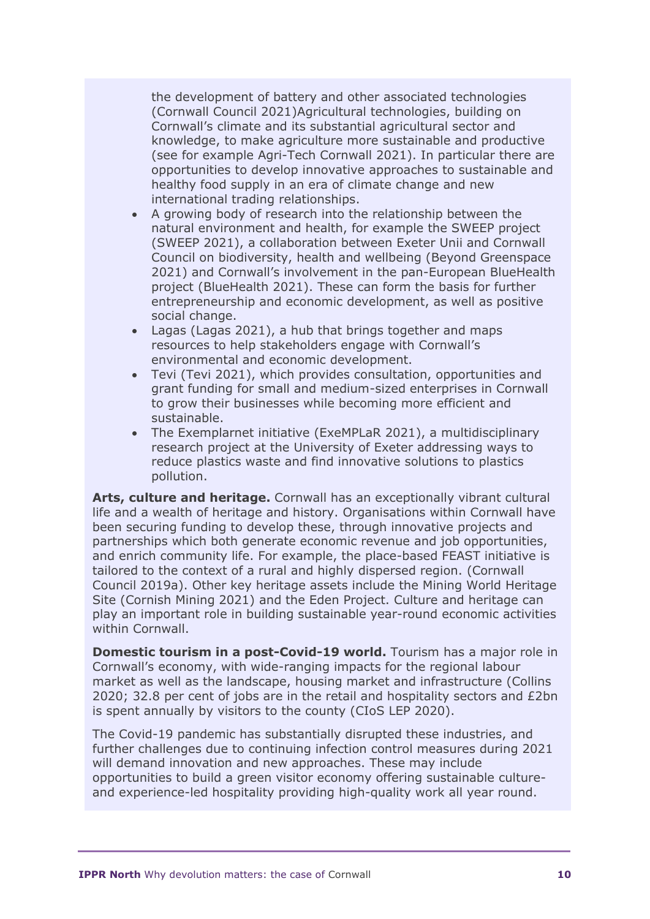the development of battery and other associated technologies (Cornwall Council 2021)Agricultural technologies, building on Cornwall's climate and its substantial agricultural sector and knowledge, to make agriculture more sustainable and productive (see for example Agri-Tech Cornwall 2021). In particular there are opportunities to develop innovative approaches to sustainable and healthy food supply in an era of climate change and new international trading relationships.

- A growing body of research into the relationship between the natural environment and health, for example the SWEEP project (SWEEP 2021), a collaboration between Exeter Unii and Cornwall Council on biodiversity, health and wellbeing (Beyond Greenspace 2021) and Cornwall's involvement in the pan-European BlueHealth project (BlueHealth 2021). These can form the basis for further entrepreneurship and economic development, as well as positive social change.
- Lagas (Lagas 2021), a hub that brings together and maps resources to help stakeholders engage with Cornwall's environmental and economic development.
- Tevi (Tevi 2021), which provides consultation, opportunities and grant funding for small and medium-sized enterprises in Cornwall to grow their businesses while becoming more efficient and sustainable.
- The Exemplarnet initiative (ExeMPLaR 2021), a multidisciplinary research project at the University of Exeter addressing ways to reduce plastics waste and find innovative solutions to plastics pollution.

**Arts, culture and heritage.** Cornwall has an exceptionally vibrant cultural life and a wealth of heritage and history. Organisations within Cornwall have been securing funding to develop these, through innovative projects and partnerships which both generate economic revenue and job opportunities, and enrich community life. For example, the place-based FEAST initiative is tailored to the context of a rural and highly dispersed region. (Cornwall Council 2019a). Other key heritage assets include the Mining World Heritage Site (Cornish Mining 2021) and the Eden Project. Culture and heritage can play an important role in building sustainable year-round economic activities within Cornwall.

**Domestic tourism in a post-Covid-19 world.** Tourism has a major role in Cornwall's economy, with wide-ranging impacts for the regional labour market as well as the landscape, housing market and infrastructure (Collins 2020; 32.8 per cent of jobs are in the retail and hospitality sectors and £2bn is spent annually by visitors to the county (CIoS LEP 2020).

The Covid-19 pandemic has substantially disrupted these industries, and further challenges due to continuing infection control measures during 2021 will demand innovation and new approaches. These may include opportunities to build a green visitor economy offering sustainable culture- and experience-led hospitality providing high-quality work all year round.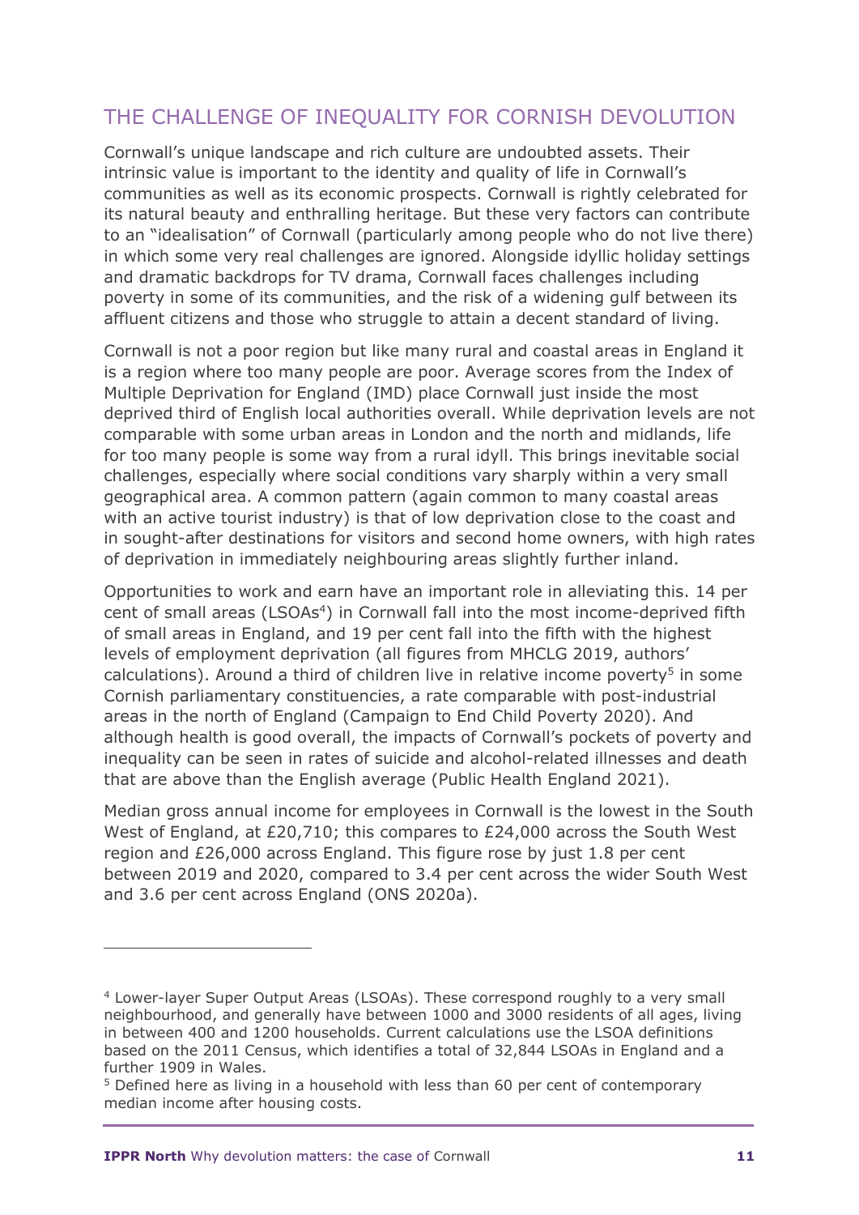## THE CHALLENGE OF INEQUALITY FOR CORNISH DEVOLUTION

Cornwall's unique landscape and rich culture are undoubted assets. Their intrinsic value is important to the identity and quality of life in Cornwall's communities as well as its economic prospects. Cornwall is rightly celebrated for its natural beauty and enthralling heritage. But these very factors can contribute to an "idealisation" of Cornwall (particularly among people who do not live there) in which some very real challenges are ignored. Alongside idyllic holiday settings and dramatic backdrops for TV drama, Cornwall faces challenges including poverty in some of its communities, and the risk of a widening gulf between its affluent citizens and those who struggle to attain a decent standard of living.

Cornwall is not a poor region but like many rural and coastal areas in England it is a region where too many people are poor. Average scores from the Index of Multiple Deprivation for England (IMD) place Cornwall just inside the most deprived third of English local authorities overall. While deprivation levels are not comparable with some urban areas in London and the north and midlands, life for too many people is some way from a rural idyll. This brings inevitable social challenges, especially where social conditions vary sharply within a very small geographical area. A common pattern (again common to many coastal areas with an active tourist industry) is that of low deprivation close to the coast and in sought-after destinations for visitors and second home owners, with high rates of deprivation in immediately neighbouring areas slightly further inland.

Opportunities to work and earn have an important role in alleviating this. 14 per cent of small areas (LSOAs[4]) in Cornwall fall into the most income-deprived fifth of small areas in England, and 19 per cent fall into the fifth with the highest levels of employment deprivation (all figures from MHCLG 2019, authors' calculations). Around a third of children live in relative income poverty[5] in some Cornish parliamentary constituencies, a rate comparable with post-industrial areas in the north of England (Campaign to End Child Poverty 2020). And although health is good overall, the impacts of Cornwall's pockets of poverty and inequality can be seen in rates of suicide and alcohol-related illnesses and death that are above than the English average (Public Health England 2021).

Median gross annual income for employees in Cornwall is the lowest in the South West of England, at £20,710; this compares to £24,000 across the South West region and £26,000 across England. This figure rose by just 1.8 per cent between 2019 and 2020, compared to 3.4 per cent across the wider South West and 3.6 per cent across England (ONS 2020a).

---

[4] Lower-layer Super Output Areas (LSOAs). These correspond roughly to a very small neighbourhood, and generally have between 1000 and 3000 residents of all ages, living in between 400 and 1200 households. Current calculations use the LSOA definitions based on the 2011 Census, which identifies a total of 32,844 LSOAs in England and a further 1909 in Wales.

[5] Defined here as living in a household with less than 60 per cent of contemporary median income after housing costs.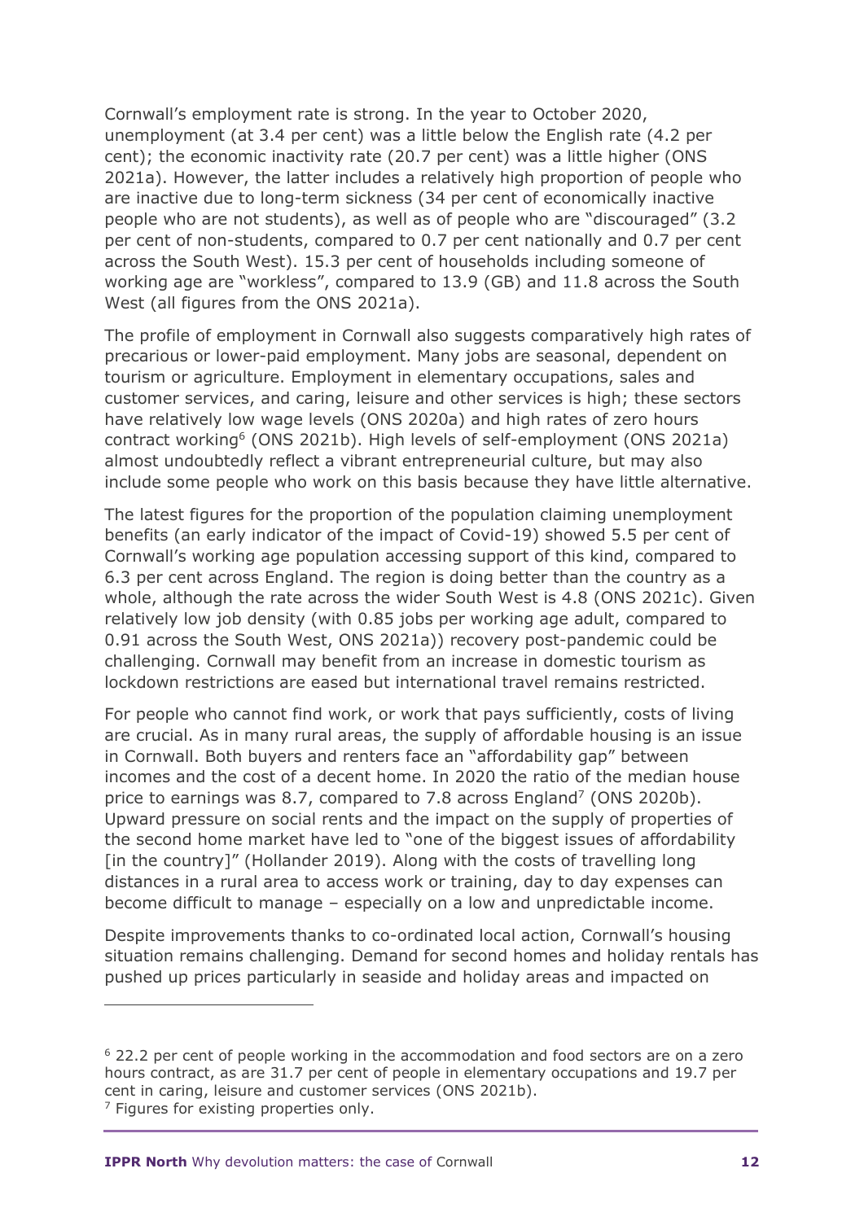Cornwall's employment rate is strong. In the year to October 2020, unemployment (at 3.4 per cent) was a little below the English rate (4.2 per cent); the economic inactivity rate (20.7 per cent) was a little higher (ONS 2021a). However, the latter includes a relatively high proportion of people who are inactive due to long-term sickness (34 per cent of economically inactive people who are not students), as well as of people who are "discouraged" (3.2 per cent of non-students, compared to 0.7 per cent nationally and 0.7 per cent across the South West). 15.3 per cent of households including someone of working age are "workless", compared to 13.9 (GB) and 11.8 across the South West (all figures from the ONS 2021a).

The profile of employment in Cornwall also suggests comparatively high rates of precarious or lower-paid employment. Many jobs are seasonal, dependent on tourism or agriculture. Employment in elementary occupations, sales and customer services, and caring, leisure and other services is high; these sectors have relatively low wage levels (ONS 2020a) and high rates of zero hours contract working[6] (ONS 2021b). High levels of self-employment (ONS 2021a) almost undoubtedly reflect a vibrant entrepreneurial culture, but may also include some people who work on this basis because they have little alternative.

The latest figures for the proportion of the population claiming unemployment benefits (an early indicator of the impact of Covid-19) showed 5.5 per cent of Cornwall's working age population accessing support of this kind, compared to 6.3 per cent across England. The region is doing better than the country as a whole, although the rate across the wider South West is 4.8 (ONS 2021c). Given relatively low job density (with 0.85 jobs per working age adult, compared to 0.91 across the South West, ONS 2021a)) recovery post-pandemic could be challenging. Cornwall may benefit from an increase in domestic tourism as lockdown restrictions are eased but international travel remains restricted.

For people who cannot find work, or work that pays sufficiently, costs of living are crucial. As in many rural areas, the supply of affordable housing is an issue in Cornwall. Both buyers and renters face an "affordability gap" between incomes and the cost of a decent home. In 2020 the ratio of the median house price to earnings was 8.7, compared to 7.8 across England[7] (ONS 2020b). Upward pressure on social rents and the impact on the supply of properties of the second home market have led to "one of the biggest issues of affordability [in the country]" (Hollander 2019). Along with the costs of travelling long distances in a rural area to access work or training, day to day expenses can become difficult to manage – especially on a low and unpredictable income.

Despite improvements thanks to co-ordinated local action, Cornwall's housing situation remains challenging. Demand for second homes and holiday rentals has pushed up prices particularly in seaside and holiday areas and impacted on

---

[6] 22.2 per cent of people working in the accommodation and food sectors are on a zero hours contract, as are 31.7 per cent of people in elementary occupations and 19.7 per cent in caring, leisure and customer services (ONS 2021b).

[7] Figures for existing properties only.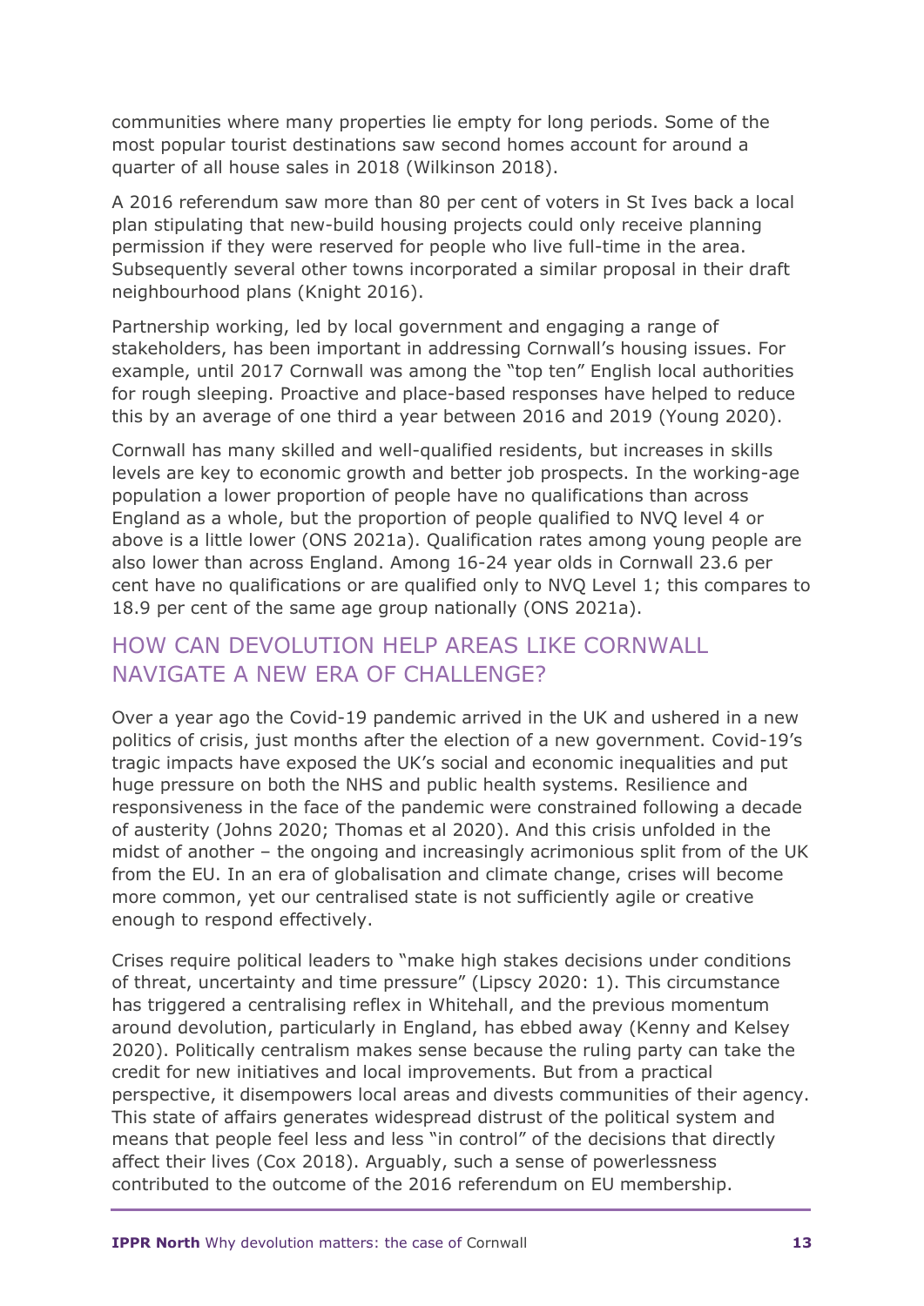communities where many properties lie empty for long periods. Some of the most popular tourist destinations saw second homes account for around a quarter of all house sales in 2018 (Wilkinson 2018).

A 2016 referendum saw more than 80 per cent of voters in St Ives back a local plan stipulating that new-build housing projects could only receive planning permission if they were reserved for people who live full-time in the area. Subsequently several other towns incorporated a similar proposal in their draft neighbourhood plans (Knight 2016).

Partnership working, led by local government and engaging a range of stakeholders, has been important in addressing Cornwall's housing issues. For example, until 2017 Cornwall was among the "top ten" English local authorities for rough sleeping. Proactive and place-based responses have helped to reduce this by an average of one third a year between 2016 and 2019 (Young 2020).

Cornwall has many skilled and well-qualified residents, but increases in skills levels are key to economic growth and better job prospects. In the working-age population a lower proportion of people have no qualifications than across England as a whole, but the proportion of people qualified to NVQ level 4 or above is a little lower (ONS 2021a). Qualification rates among young people are also lower than across England. Among 16-24 year olds in Cornwall 23.6 per cent have no qualifications or are qualified only to NVQ Level 1; this compares to 18.9 per cent of the same age group nationally (ONS 2021a).

## HOW CAN DEVOLUTION HELP AREAS LIKE CORNWALL NAVIGATE A NEW ERA OF CHALLENGE?

Over a year ago the Covid-19 pandemic arrived in the UK and ushered in a new politics of crisis, just months after the election of a new government. Covid-19's tragic impacts have exposed the UK's social and economic inequalities and put huge pressure on both the NHS and public health systems. Resilience and responsiveness in the face of the pandemic were constrained following a decade of austerity (Johns 2020; Thomas et al 2020). And this crisis unfolded in the midst of another – the ongoing and increasingly acrimonious split from of the UK from the EU. In an era of globalisation and climate change, crises will become more common, yet our centralised state is not sufficiently agile or creative enough to respond effectively.

Crises require political leaders to "make high stakes decisions under conditions of threat, uncertainty and time pressure" (Lipscy 2020: 1). This circumstance has triggered a centralising reflex in Whitehall, and the previous momentum around devolution, particularly in England, has ebbed away (Kenny and Kelsey 2020). Politically centralism makes sense because the ruling party can take the credit for new initiatives and local improvements. But from a practical perspective, it disempowers local areas and divests communities of their agency. This state of affairs generates widespread distrust of the political system and means that people feel less and less "in control" of the decisions that directly affect their lives (Cox 2018). Arguably, such a sense of powerlessness contributed to the outcome of the 2016 referendum on EU membership.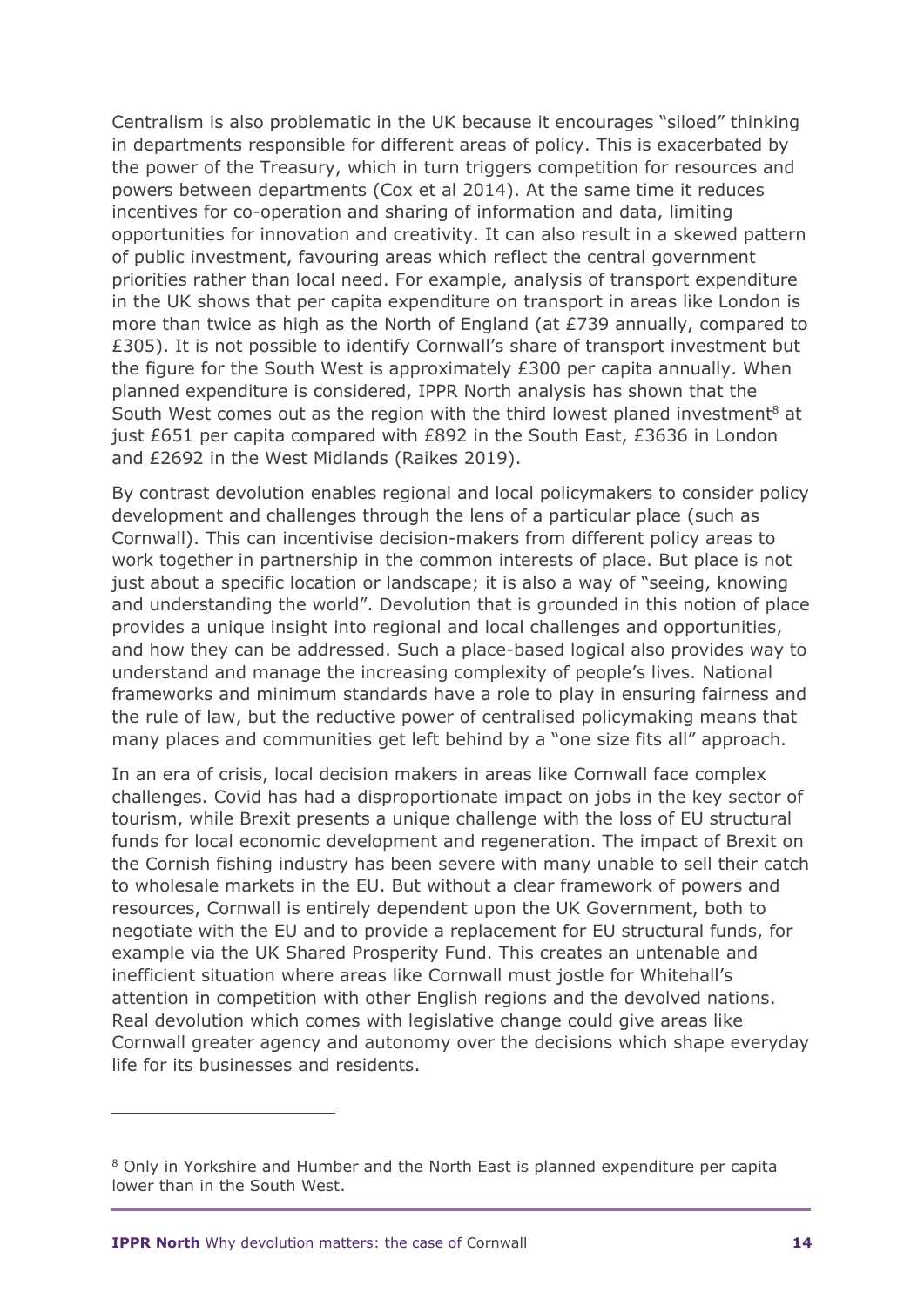Centralism is also problematic in the UK because it encourages "siloed" thinking in departments responsible for different areas of policy. This is exacerbated by the power of the Treasury, which in turn triggers competition for resources and powers between departments (Cox et al 2014). At the same time it reduces incentives for co-operation and sharing of information and data, limiting opportunities for innovation and creativity. It can also result in a skewed pattern of public investment, favouring areas which reflect the central government priorities rather than local need. For example, analysis of transport expenditure in the UK shows that per capita expenditure on transport in areas like London is more than twice as high as the North of England (at £739 annually, compared to £305). It is not possible to identify Cornwall's share of transport investment but the figure for the South West is approximately £300 per capita annually. When planned expenditure is considered, IPPR North analysis has shown that the South West comes out as the region with the third lowest planed investment[8] at just £651 per capita compared with £892 in the South East, £3636 in London and £2692 in the West Midlands (Raikes 2019).

By contrast devolution enables regional and local policymakers to consider policy development and challenges through the lens of a particular place (such as Cornwall). This can incentivise decision-makers from different policy areas to work together in partnership in the common interests of place. But place is not just about a specific location or landscape; it is also a way of "seeing, knowing and understanding the world". Devolution that is grounded in this notion of place provides a unique insight into regional and local challenges and opportunities, and how they can be addressed. Such a place-based logical also provides way to understand and manage the increasing complexity of people's lives. National frameworks and minimum standards have a role to play in ensuring fairness and the rule of law, but the reductive power of centralised policymaking means that many places and communities get left behind by a "one size fits all" approach.

In an era of crisis, local decision makers in areas like Cornwall face complex challenges. Covid has had a disproportionate impact on jobs in the key sector of tourism, while Brexit presents a unique challenge with the loss of EU structural funds for local economic development and regeneration. The impact of Brexit on the Cornish fishing industry has been severe with many unable to sell their catch to wholesale markets in the EU. But without a clear framework of powers and resources, Cornwall is entirely dependent upon the UK Government, both to negotiate with the EU and to provide a replacement for EU structural funds, for example via the UK Shared Prosperity Fund. This creates an untenable and inefficient situation where areas like Cornwall must jostle for Whitehall's attention in competition with other English regions and the devolved nations. Real devolution which comes with legislative change could give areas like Cornwall greater agency and autonomy over the decisions which shape everyday life for its businesses and residents.

---

[8] Only in Yorkshire and Humber and the North East is planned expenditure per capita lower than in the South West.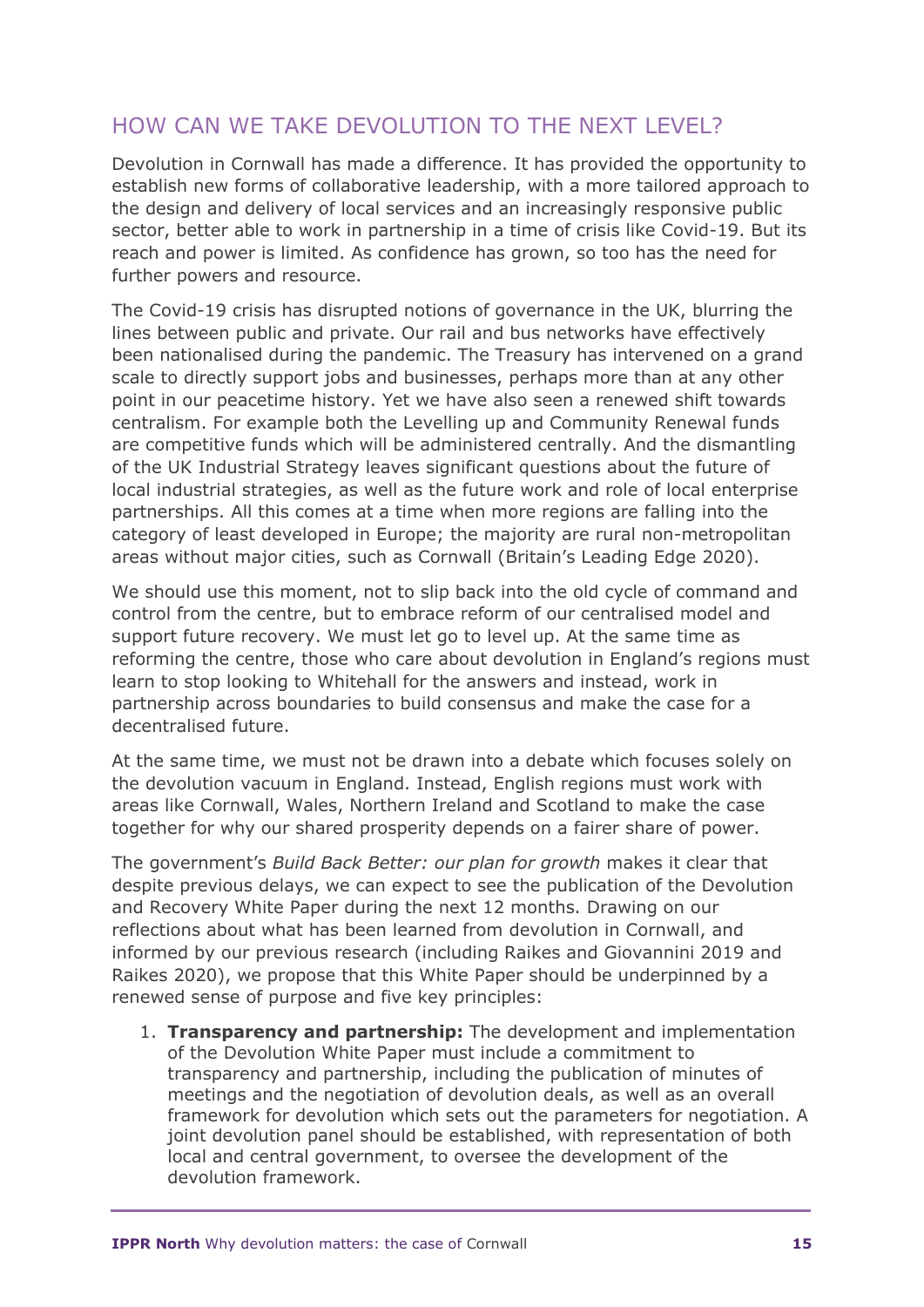## HOW CAN WE TAKE DEVOLUTION TO THE NEXT LEVEL?

Devolution in Cornwall has made a difference. It has provided the opportunity to establish new forms of collaborative leadership, with a more tailored approach to the design and delivery of local services and an increasingly responsive public sector, better able to work in partnership in a time of crisis like Covid-19. But its reach and power is limited. As confidence has grown, so too has the need for further powers and resource.

The Covid-19 crisis has disrupted notions of governance in the UK, blurring the lines between public and private. Our rail and bus networks have effectively been nationalised during the pandemic. The Treasury has intervened on a grand scale to directly support jobs and businesses, perhaps more than at any other point in our peacetime history. Yet we have also seen a renewed shift towards centralism. For example both the Levelling up and Community Renewal funds are competitive funds which will be administered centrally. And the dismantling of the UK Industrial Strategy leaves significant questions about the future of local industrial strategies, as well as the future work and role of local enterprise partnerships. All this comes at a time when more regions are falling into the category of least developed in Europe; the majority are rural non-metropolitan areas without major cities, such as Cornwall (Britain's Leading Edge 2020).

We should use this moment, not to slip back into the old cycle of command and control from the centre, but to embrace reform of our centralised model and support future recovery. We must let go to level up. At the same time as reforming the centre, those who care about devolution in England's regions must learn to stop looking to Whitehall for the answers and instead, work in partnership across boundaries to build consensus and make the case for a decentralised future.

At the same time, we must not be drawn into a debate which focuses solely on the devolution vacuum in England. Instead, English regions must work with areas like Cornwall, Wales, Northern Ireland and Scotland to make the case together for why our shared prosperity depends on a fairer share of power.

The government's *Build Back Better: our plan for growth* makes it clear that despite previous delays, we can expect to see the publication of the Devolution and Recovery White Paper during the next 12 months. Drawing on our reflections about what has been learned from devolution in Cornwall, and informed by our previous research (including Raikes and Giovannini 2019 and Raikes 2020), we propose that this White Paper should be underpinned by a renewed sense of purpose and five key principles:

1. **Transparency and partnership:** The development and implementation of the Devolution White Paper must include a commitment to transparency and partnership, including the publication of minutes of meetings and the negotiation of devolution deals, as well as an overall framework for devolution which sets out the parameters for negotiation. A joint devolution panel should be established, with representation of both local and central government, to oversee the development of the devolution framework.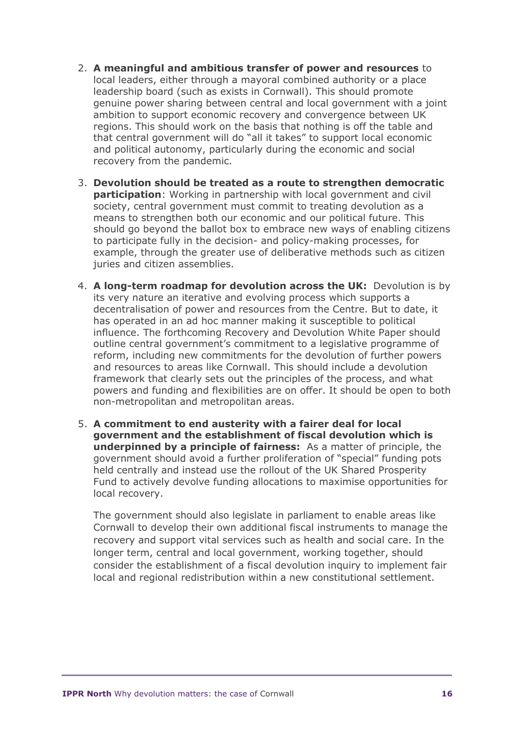2. **A meaningful and ambitious transfer of power and resources** to local leaders, either through a mayoral combined authority or a place leadership board (such as exists in Cornwall). This should promote genuine power sharing between central and local government with a joint ambition to support economic recovery and convergence between UK regions. This should work on the basis that nothing is off the table and that central government will do "all it takes" to support local economic and political autonomy, particularly during the economic and social recovery from the pandemic.

3. **Devolution should be treated as a route to strengthen democratic participation**: Working in partnership with local government and civil society, central government must commit to treating devolution as a means to strengthen both our economic and our political future. This should go beyond the ballot box to embrace new ways of enabling citizens to participate fully in the decision- and policy-making processes, for example, through the greater use of deliberative methods such as citizen juries and citizen assemblies.

4. **A long-term roadmap for devolution across the UK:** Devolution is by its very nature an iterative and evolving process which supports a decentralisation of power and resources from the Centre. But to date, it has operated in an ad hoc manner making it susceptible to political influence. The forthcoming Recovery and Devolution White Paper should outline central government's commitment to a legislative programme of reform, including new commitments for the devolution of further powers and resources to areas like Cornwall. This should include a devolution framework that clearly sets out the principles of the process, and what powers and funding and flexibilities are on offer. It should be open to both non-metropolitan and metropolitan areas.

5. **A commitment to end austerity with a fairer deal for local government and the establishment of fiscal devolution which is underpinned by a principle of fairness:** As a matter of principle, the government should avoid a further proliferation of "special" funding pots held centrally and instead use the rollout of the UK Shared Prosperity Fund to actively devolve funding allocations to maximise opportunities for local recovery.

   The government should also legislate in parliament to enable areas like Cornwall to develop their own additional fiscal instruments to manage the recovery and support vital services such as health and social care. In the longer term, central and local government, working together, should consider the establishment of a fiscal devolution inquiry to implement fair local and regional redistribution within a new constitutional settlement.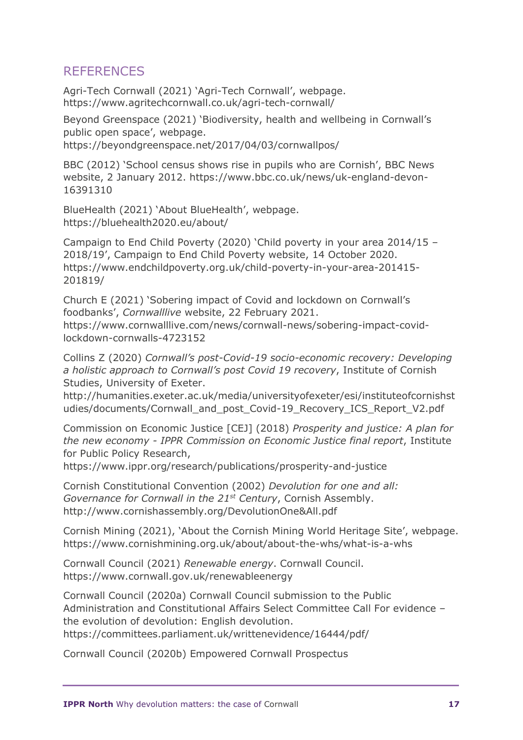## REFERENCES

Agri-Tech Cornwall (2021) 'Agri-Tech Cornwall', webpage. https://www.agritechcornwall.co.uk/agri-tech-cornwall/

Beyond Greenspace (2021) 'Biodiversity, health and wellbeing in Cornwall's public open space', webpage. https://beyondgreenspace.net/2017/04/03/cornwallpos/

BBC (2012) 'School census shows rise in pupils who are Cornish', BBC News website, 2 January 2012. https://www.bbc.co.uk/news/uk-england-devon-16391310

BlueHealth (2021) 'About BlueHealth', webpage. https://bluehealth2020.eu/about/

Campaign to End Child Poverty (2020) 'Child poverty in your area 2014/15 – 2018/19', Campaign to End Child Poverty website, 14 October 2020. https://www.endchildpoverty.org.uk/child-poverty-in-your-area-201415-201819/

Church E (2021) 'Sobering impact of Covid and lockdown on Cornwall's foodbanks', *Cornwalllive* website, 22 February 2021. https://www.cornwalllive.com/news/cornwall-news/sobering-impact-covid-lockdown-cornwalls-4723152

Collins Z (2020) *Cornwall's post-Covid-19 socio-economic recovery: Developing a holistic approach to Cornwall's post Covid 19 recovery*, Institute of Cornish Studies, University of Exeter. http://humanities.exeter.ac.uk/media/universityofexeter/esi/instituteofcornishstudies/documents/Cornwall_and_post_Covid-19_Recovery_ICS_Report_V2.pdf

Commission on Economic Justice [CEJ] (2018) *Prosperity and justice: A plan for the new economy - IPPR Commission on Economic Justice final report*, Institute for Public Policy Research, https://www.ippr.org/research/publications/prosperity-and-justice

Cornish Constitutional Convention (2002) *Devolution for one and all: Governance for Cornwall in the 21st Century*, Cornish Assembly. http://www.cornishassembly.org/DevolutionOne&All.pdf

Cornish Mining (2021), 'About the Cornish Mining World Heritage Site', webpage. https://www.cornishmining.org.uk/about/about-the-whs/what-is-a-whs

Cornwall Council (2021) *Renewable energy*. Cornwall Council. https://www.cornwall.gov.uk/renewableenergy

Cornwall Council (2020a) Cornwall Council submission to the Public Administration and Constitutional Affairs Select Committee Call For evidence – the evolution of devolution: English devolution. https://committees.parliament.uk/writtenevidence/16444/pdf/

Cornwall Council (2020b) Empowered Cornwall Prospectus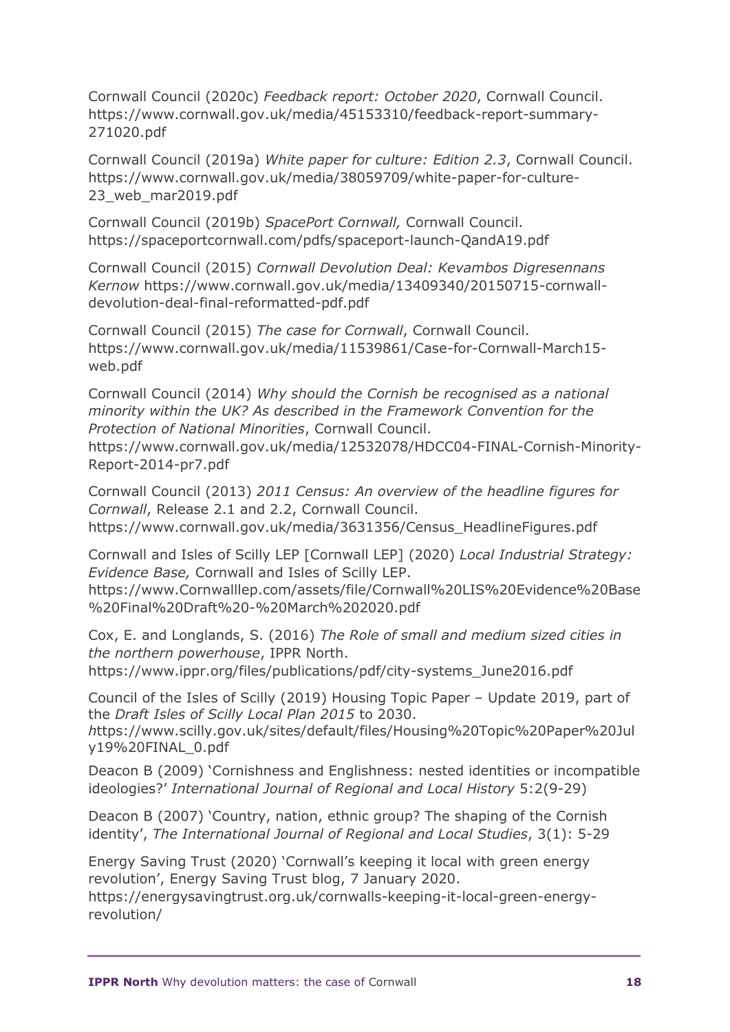Cornwall Council (2020c) *Feedback report: October 2020*, Cornwall Council. https://www.cornwall.gov.uk/media/45153310/feedback-report-summary-271020.pdf

Cornwall Council (2019a) *White paper for culture: Edition 2.3*, Cornwall Council. https://www.cornwall.gov.uk/media/38059709/white-paper-for-culture-23_web_mar2019.pdf

Cornwall Council (2019b) *SpacePort Cornwall,* Cornwall Council. https://spaceportcornwall.com/pdfs/spaceport-launch-QandA19.pdf

Cornwall Council (2015) *Cornwall Devolution Deal: Kevambos Digresennans Kernow* https://www.cornwall.gov.uk/media/13409340/20150715-cornwall-devolution-deal-final-reformatted-pdf.pdf

Cornwall Council (2015) *The case for Cornwall*, Cornwall Council. https://www.cornwall.gov.uk/media/11539861/Case-for-Cornwall-March15-web.pdf

Cornwall Council (2014) *Why should the Cornish be recognised as a national minority within the UK? As described in the Framework Convention for the Protection of National Minorities*, Cornwall Council. https://www.cornwall.gov.uk/media/12532078/HDCC04-FINAL-Cornish-Minority-Report-2014-pr7.pdf

Cornwall Council (2013) *2011 Census: An overview of the headline figures for Cornwall*, Release 2.1 and 2.2, Cornwall Council. https://www.cornwall.gov.uk/media/3631356/Census_HeadlineFigures.pdf

Cornwall and Isles of Scilly LEP [Cornwall LEP] (2020) *Local Industrial Strategy: Evidence Base,* Cornwall and Isles of Scilly LEP. https://www.Cornwalllep.com/assets/file/Cornwall%20LIS%20Evidence%20Base%20Final%20Draft%20-%20March%202020.pdf

Cox, E. and Longlands, S. (2016) *The Role of small and medium sized cities in the northern powerhouse*, IPPR North. https://www.ippr.org/files/publications/pdf/city-systems_June2016.pdf

Council of the Isles of Scilly (2019) Housing Topic Paper – Update 2019, part of the *Draft Isles of Scilly Local Plan 2015* to 2030. *h*ttps://www.scilly.gov.uk/sites/default/files/Housing%20Topic%20Paper%20July19%20FINAL_0.pdf

Deacon B (2009) 'Cornishness and Englishness: nested identities or incompatible ideologies?' *International Journal of Regional and Local History* 5:2(9-29)

Deacon B (2007) 'Country, nation, ethnic group? The shaping of the Cornish identity', *The International Journal of Regional and Local Studies*, 3(1): 5-29

Energy Saving Trust (2020) 'Cornwall's keeping it local with green energy revolution', Energy Saving Trust blog, 7 January 2020. https://energysavingtrust.org.uk/cornwalls-keeping-it-local-green-energy-revolution/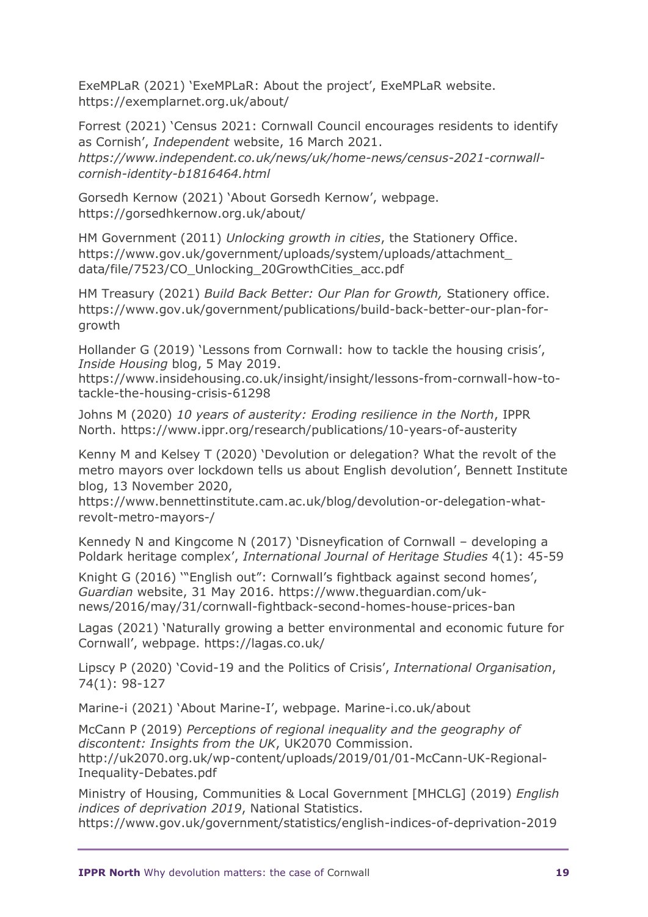ExeMPLaR (2021) 'ExeMPLaR: About the project', ExeMPLaR website. https://exemplarnet.org.uk/about/

Forrest (2021) 'Census 2021: Cornwall Council encourages residents to identify as Cornish', *Independent* website, 16 March 2021. *https://www.independent.co.uk/news/uk/home-news/census-2021-cornwall-cornish-identity-b1816464.html*

Gorsedh Kernow (2021) 'About Gorsedh Kernow', webpage. https://gorsedhkernow.org.uk/about/

HM Government (2011) *Unlocking growth in cities*, the Stationery Office. https://www.gov.uk/government/uploads/system/uploads/attachment_data/file/7523/CO_Unlocking_20GrowthCities_acc.pdf

HM Treasury (2021) *Build Back Better: Our Plan for Growth,* Stationery office. https://www.gov.uk/government/publications/build-back-better-our-plan-for-growth

Hollander G (2019) 'Lessons from Cornwall: how to tackle the housing crisis', *Inside Housing* blog, 5 May 2019. https://www.insidehousing.co.uk/insight/insight/lessons-from-cornwall-how-to-tackle-the-housing-crisis-61298

Johns M (2020) *10 years of austerity: Eroding resilience in the North*, IPPR North. https://www.ippr.org/research/publications/10-years-of-austerity

Kenny M and Kelsey T (2020) 'Devolution or delegation? What the revolt of the metro mayors over lockdown tells us about English devolution', Bennett Institute blog, 13 November 2020, https://www.bennettinstitute.cam.ac.uk/blog/devolution-or-delegation-what-revolt-metro-mayors-/

Kennedy N and Kingcome N (2017) 'Disneyfication of Cornwall – developing a Poldark heritage complex', *International Journal of Heritage Studies* 4(1): 45-59

Knight G (2016) '"English out": Cornwall's fightback against second homes', *Guardian* website, 31 May 2016. https://www.theguardian.com/uk-news/2016/may/31/cornwall-fightback-second-homes-house-prices-ban

Lagas (2021) 'Naturally growing a better environmental and economic future for Cornwall', webpage. https://lagas.co.uk/

Lipscy P (2020) 'Covid-19 and the Politics of Crisis', *International Organisation*, 74(1): 98-127

Marine-i (2021) 'About Marine-I', webpage. Marine-i.co.uk/about

McCann P (2019) *Perceptions of regional inequality and the geography of discontent: Insights from the UK*, UK2070 Commission. http://uk2070.org.uk/wp-content/uploads/2019/01/01-McCann-UK-Regional-Inequality-Debates.pdf

Ministry of Housing, Communities & Local Government [MHCLG] (2019) *English indices of deprivation 2019*, National Statistics. https://www.gov.uk/government/statistics/english-indices-of-deprivation-2019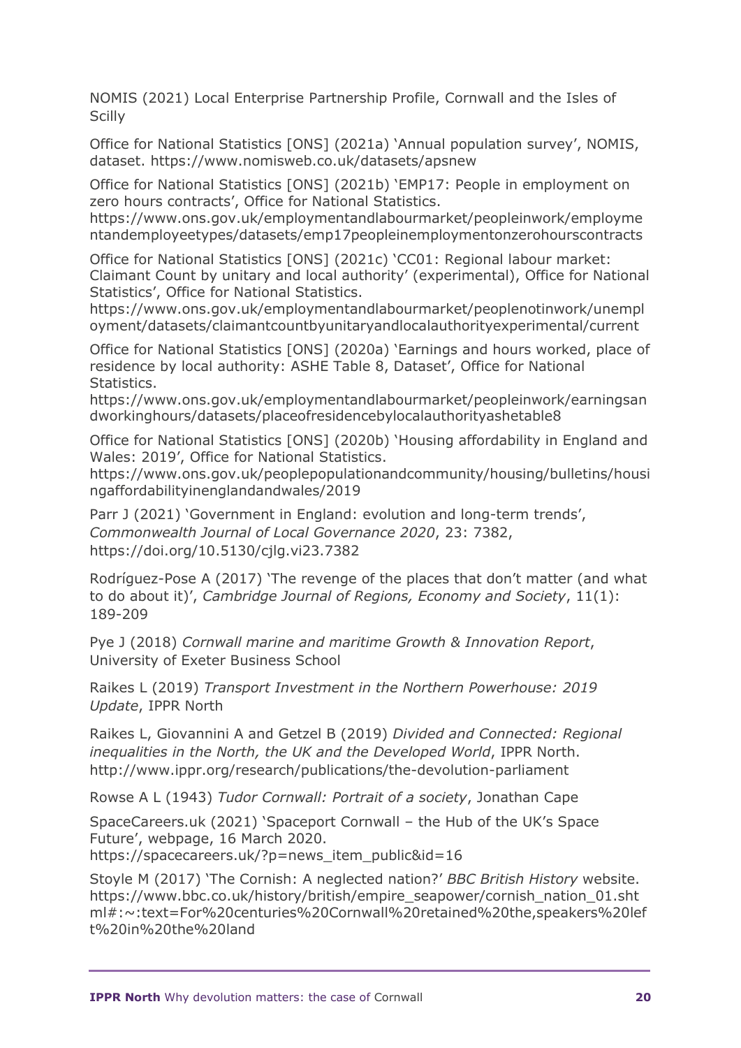NOMIS (2021) Local Enterprise Partnership Profile, Cornwall and the Isles of Scilly

Office for National Statistics [ONS] (2021a) 'Annual population survey', NOMIS, dataset. https://www.nomisweb.co.uk/datasets/apsnew

Office for National Statistics [ONS] (2021b) 'EMP17: People in employment on zero hours contracts', Office for National Statistics. https://www.ons.gov.uk/employmentandlabourmarket/peopleinwork/employmentandemployeetypes/datasets/emp17peopleinemploymentonzerohourscontracts

Office for National Statistics [ONS] (2021c) 'CC01: Regional labour market: Claimant Count by unitary and local authority' (experimental), Office for National Statistics', Office for National Statistics. https://www.ons.gov.uk/employmentandlabourmarket/peoplenotinwork/unemployment/datasets/claimantcountbyunitaryandlocalauthorityexperimental/current

Office for National Statistics [ONS] (2020a) 'Earnings and hours worked, place of residence by local authority: ASHE Table 8, Dataset', Office for National Statistics. https://www.ons.gov.uk/employmentandlabourmarket/peopleinwork/earningsandworkinghours/datasets/placeofresidencebylocalauthorityashetable8

Office for National Statistics [ONS] (2020b) 'Housing affordability in England and Wales: 2019', Office for National Statistics. https://www.ons.gov.uk/peoplepopulationandcommunity/housing/bulletins/housingaffordabilityinenglandandwales/2019

Parr J (2021) 'Government in England: evolution and long-term trends', *Commonwealth Journal of Local Governance 2020*, 23: 7382, https://doi.org/10.5130/cjlg.vi23.7382

Rodríguez-Pose A (2017) 'The revenge of the places that don't matter (and what to do about it)', *Cambridge Journal of Regions, Economy and Society*, 11(1): 189-209

Pye J (2018) *Cornwall marine and maritime Growth & Innovation Report*, University of Exeter Business School

Raikes L (2019) *Transport Investment in the Northern Powerhouse: 2019 Update*, IPPR North

Raikes L, Giovannini A and Getzel B (2019) *Divided and Connected: Regional inequalities in the North, the UK and the Developed World*, IPPR North. http://www.ippr.org/research/publications/the-devolution-parliament

Rowse A L (1943) *Tudor Cornwall: Portrait of a society*, Jonathan Cape

SpaceCareers.uk (2021) 'Spaceport Cornwall – the Hub of the UK's Space Future', webpage, 16 March 2020. https://spacecareers.uk/?p=news_item_public&id=16

Stoyle M (2017) 'The Cornish: A neglected nation?' *BBC British History* website. https://www.bbc.co.uk/history/british/empire_seapower/cornish_nation_01.shtml#:~:text=For%20centuries%20Cornwall%20retained%20the,speakers%20left%20in%20the%20land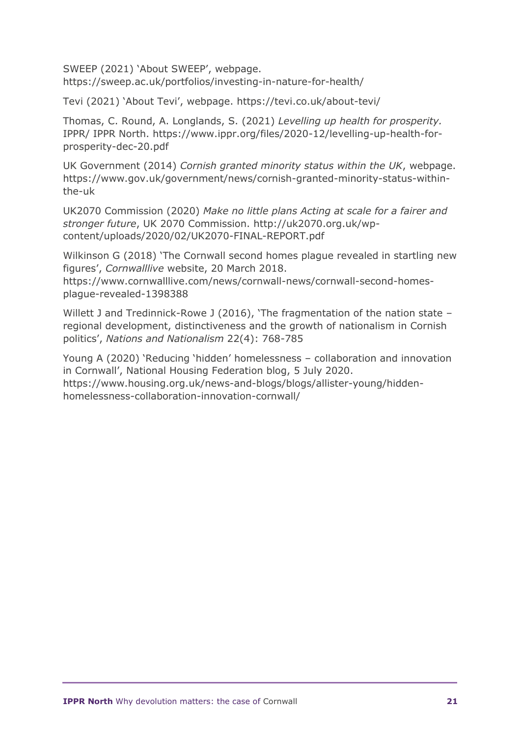SWEEP (2021) 'About SWEEP', webpage. https://sweep.ac.uk/portfolios/investing-in-nature-for-health/

Tevi (2021) 'About Tevi', webpage. https://tevi.co.uk/about-tevi/

Thomas, C. Round, A. Longlands, S. (2021) *Levelling up health for prosperity*. IPPR/ IPPR North. https://www.ippr.org/files/2020-12/levelling-up-health-for-prosperity-dec-20.pdf

UK Government (2014) *Cornish granted minority status within the UK*, webpage. https://www.gov.uk/government/news/cornish-granted-minority-status-within-the-uk

UK2070 Commission (2020) *Make no little plans Acting at scale for a fairer and stronger future*, UK 2070 Commission. http://uk2070.org.uk/wp-content/uploads/2020/02/UK2070-FINAL-REPORT.pdf

Wilkinson G (2018) 'The Cornwall second homes plague revealed in startling new figures', *Cornwalllive* website, 20 March 2018. https://www.cornwalllive.com/news/cornwall-news/cornwall-second-homes-plague-revealed-1398388

Willett J and Tredinnick-Rowe J (2016), 'The fragmentation of the nation state – regional development, distinctiveness and the growth of nationalism in Cornish politics', *Nations and Nationalism* 22(4): 768-785

Young A (2020) 'Reducing 'hidden' homelessness – collaboration and innovation in Cornwall', National Housing Federation blog, 5 July 2020. https://www.housing.org.uk/news-and-blogs/blogs/allister-young/hidden-homelessness-collaboration-innovation-cornwall/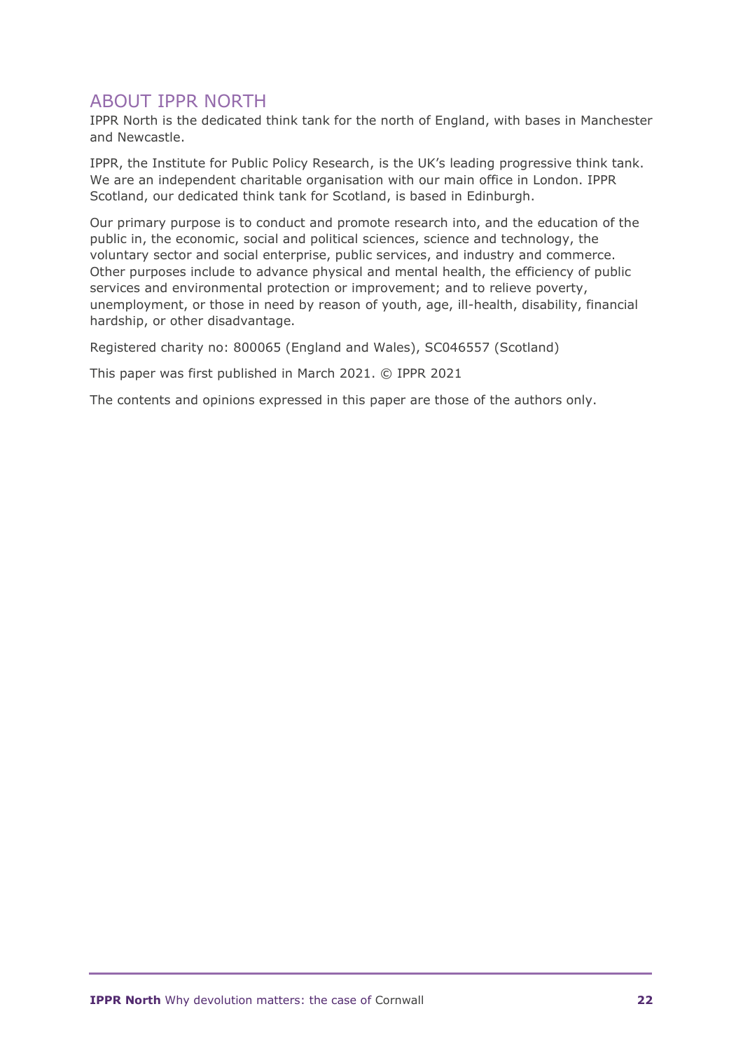## ABOUT IPPR NORTH

IPPR North is the dedicated think tank for the north of England, with bases in Manchester and Newcastle.

IPPR, the Institute for Public Policy Research, is the UK's leading progressive think tank. We are an independent charitable organisation with our main office in London. IPPR Scotland, our dedicated think tank for Scotland, is based in Edinburgh.

Our primary purpose is to conduct and promote research into, and the education of the public in, the economic, social and political sciences, science and technology, the voluntary sector and social enterprise, public services, and industry and commerce. Other purposes include to advance physical and mental health, the efficiency of public services and environmental protection or improvement; and to relieve poverty, unemployment, or those in need by reason of youth, age, ill-health, disability, financial hardship, or other disadvantage.

Registered charity no: 800065 (England and Wales), SC046557 (Scotland)

This paper was first published in March 2021. © IPPR 2021

The contents and opinions expressed in this paper are those of the authors only.